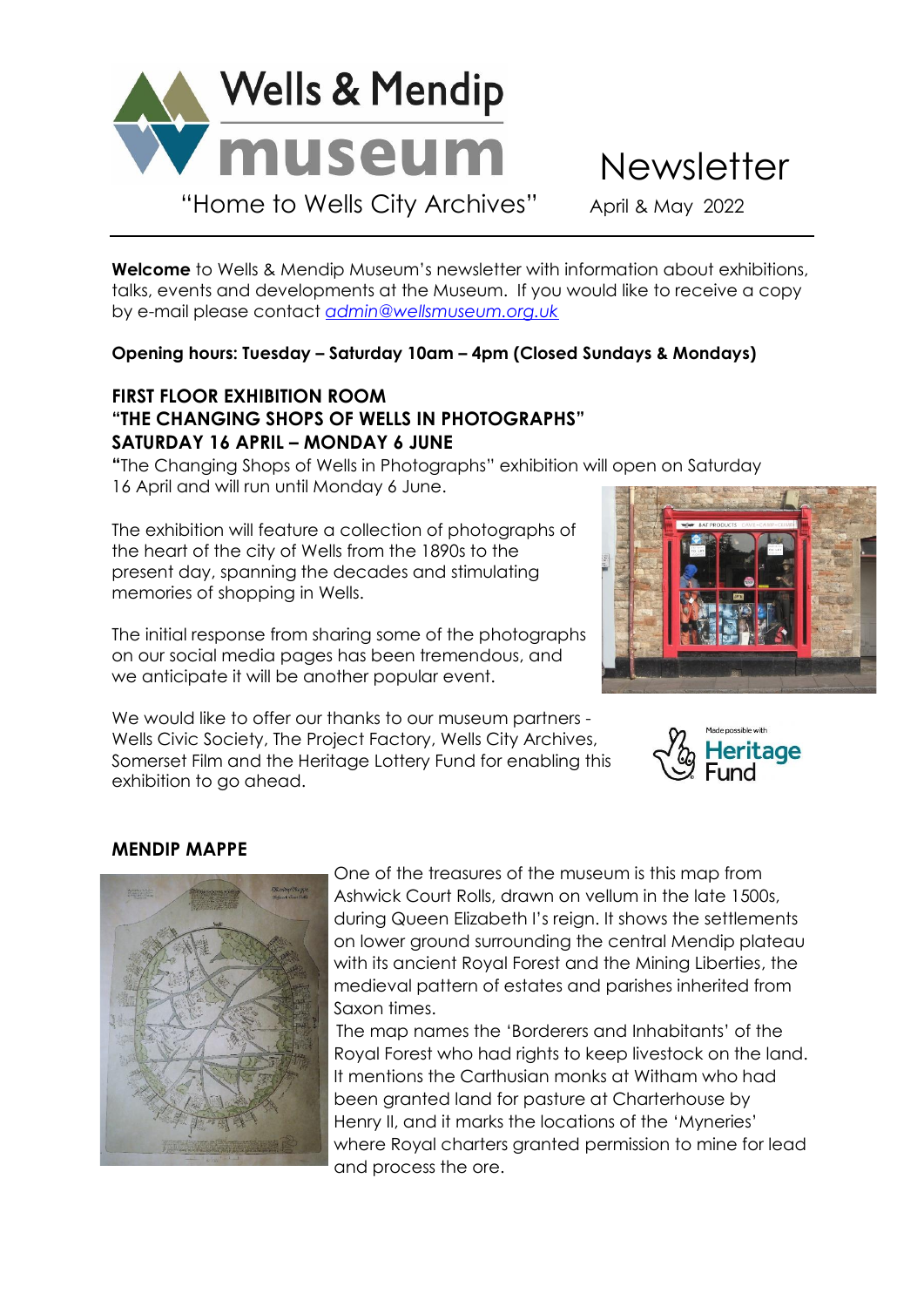# Wells & Mendip museum

"Home to Wells City Archives"

# Newsletter

April & May 2022

---

**Welcome** to Wells & Mendip Museum's newsletter with information about exhibitions, talks, events and developments at the Museum. If you would like to receive a copy by e-mail please contact *admin@wellsmuseum.org.uk*

**Opening hours: Tuesday – Saturday 10am – 4pm (Closed Sundays & Mondays)**

## FIRST FLOOR EXHIBITION ROOM
## "THE CHANGING SHOPS OF WELLS IN PHOTOGRAPHS"
## SATURDAY 16 APRIL – MONDAY 6 JUNE

**"**The Changing Shops of Wells in Photographs" exhibition will open on Saturday 16 April and will run until Monday 6 June.

The exhibition will feature a collection of photographs of the heart of the city of Wells from the 1890s to the present day, spanning the decades and stimulating memories of shopping in Wells.

The initial response from sharing some of the photographs on our social media pages has been tremendous, and we anticipate it will be another popular event.

We would like to offer our thanks to our museum partners - Wells Civic Society, The Project Factory, Wells City Archives, Somerset Film and the Heritage Lottery Fund for enabling this exhibition to go ahead.

Made possible with Heritage Fund

## MENDIP MAPPE

One of the treasures of the museum is this map from Ashwick Court Rolls, drawn on vellum in the late 1500s, during Queen Elizabeth I's reign. It shows the settlements on lower ground surrounding the central Mendip plateau with its ancient Royal Forest and the Mining Liberties, the medieval pattern of estates and parishes inherited from Saxon times.

The map names the 'Borderers and Inhabitants' of the Royal Forest who had rights to keep livestock on the land. It mentions the Carthusian monks at Witham who had been granted land for pasture at Charterhouse by Henry II, and it marks the locations of the 'Myneries' where Royal charters granted permission to mine for lead and process the ore.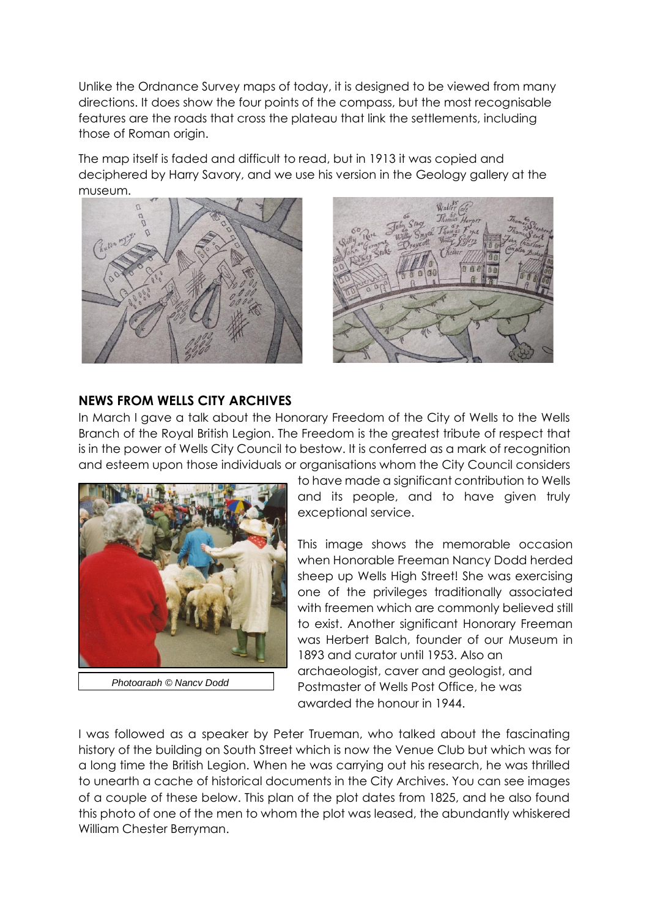Unlike the Ordnance Survey maps of today, it is designed to be viewed from many directions. It does show the four points of the compass, but the most recognisable features are the roads that cross the plateau that link the settlements, including those of Roman origin.

The map itself is faded and difficult to read, but in 1913 it was copied and deciphered by Harry Savory, and we use his version in the Geology gallery at the museum.

## NEWS FROM WELLS CITY ARCHIVES

In March I gave a talk about the Honorary Freedom of the City of Wells to the Wells Branch of the Royal British Legion. The Freedom is the greatest tribute of respect that is in the power of Wells City Council to bestow. It is conferred as a mark of recognition and esteem upon those individuals or organisations whom the City Council considers to have made a significant contribution to Wells and its people, and to have given truly exceptional service.

*Photograph © Nancy Dodd*

This image shows the memorable occasion when Honorable Freeman Nancy Dodd herded sheep up Wells High Street! She was exercising one of the privileges traditionally associated with freemen which are commonly believed still to exist. Another significant Honorary Freeman was Herbert Balch, founder of our Museum in 1893 and curator until 1953. Also an archaeologist, caver and geologist, and Postmaster of Wells Post Office, he was awarded the honour in 1944.

I was followed as a speaker by Peter Trueman, who talked about the fascinating history of the building on South Street which is now the Venue Club but which was for a long time the British Legion. When he was carrying out his research, he was thrilled to unearth a cache of historical documents in the City Archives. You can see images of a couple of these below. This plan of the plot dates from 1825, and he also found this photo of one of the men to whom the plot was leased, the abundantly whiskered William Chester Berryman.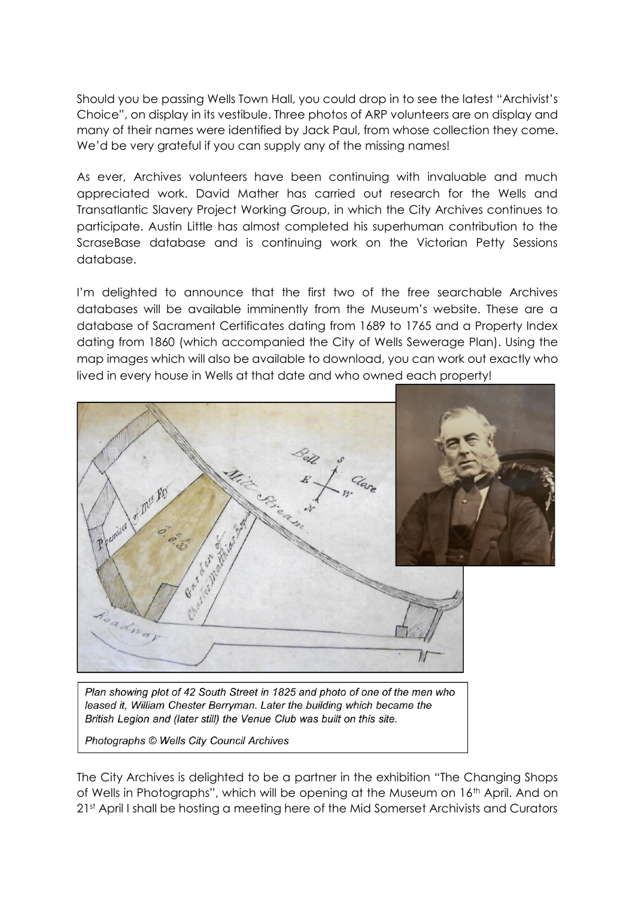Should you be passing Wells Town Hall, you could drop in to see the latest "Archivist's Choice", on display in its vestibule. Three photos of ARP volunteers are on display and many of their names were identified by Jack Paul, from whose collection they come. We'd be very grateful if you can supply any of the missing names!

As ever, Archives volunteers have been continuing with invaluable and much appreciated work. David Mather has carried out research for the Wells and Transatlantic Slavery Project Working Group, in which the City Archives continues to participate. Austin Little has almost completed his superhuman contribution to the ScraseBase database and is continuing work on the Victorian Petty Sessions database.

I'm delighted to announce that the first two of the free searchable Archives databases will be available imminently from the Museum's website. These are a database of Sacrament Certificates dating from 1689 to 1765 and a Property Index dating from 1860 (which accompanied the City of Wells Sewerage Plan). Using the map images which will also be available to download, you can work out exactly who lived in every house in Wells at that date and who owned each property!

*Plan showing plot of 42 South Street in 1825 and photo of one of the men who leased it, William Chester Berryman. Later the building which became the British Legion and (later still) the Venue Club was built on this site.*

*Photographs © Wells City Council Archives*

The City Archives is delighted to be a partner in the exhibition "The Changing Shops of Wells in Photographs", which will be opening at the Museum on 16th April. And on 21st April I shall be hosting a meeting here of the Mid Somerset Archivists and Curators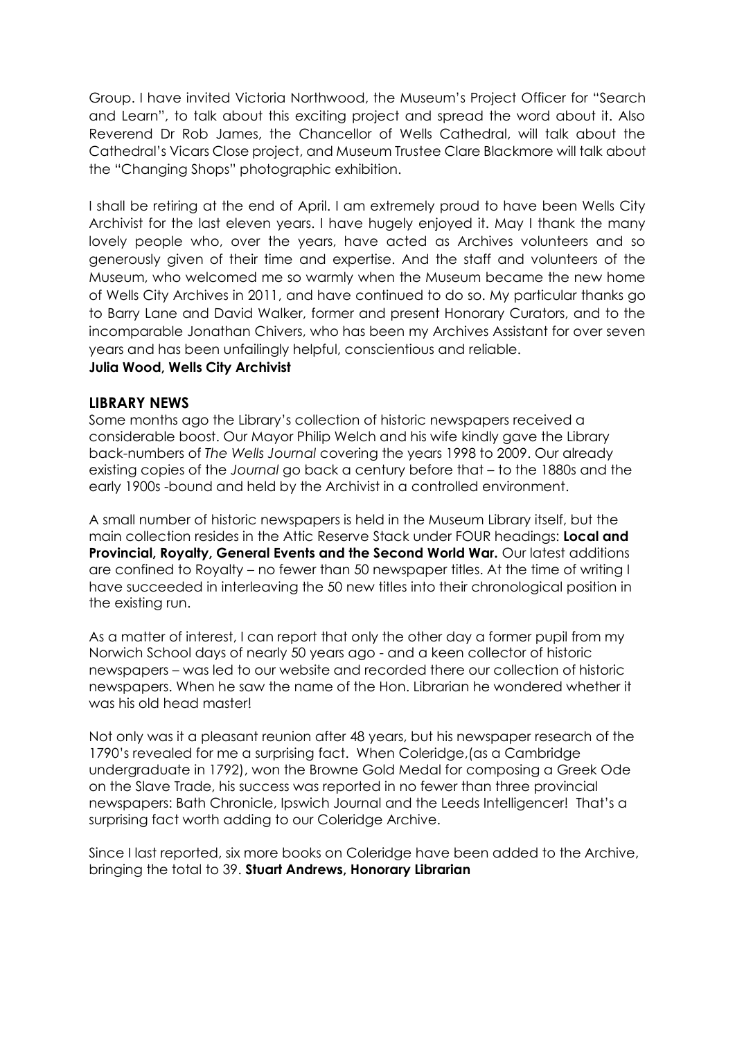Group. I have invited Victoria Northwood, the Museum's Project Officer for "Search and Learn", to talk about this exciting project and spread the word about it. Also Reverend Dr Rob James, the Chancellor of Wells Cathedral, will talk about the Cathedral's Vicars Close project, and Museum Trustee Clare Blackmore will talk about the "Changing Shops" photographic exhibition.

I shall be retiring at the end of April. I am extremely proud to have been Wells City Archivist for the last eleven years. I have hugely enjoyed it. May I thank the many lovely people who, over the years, have acted as Archives volunteers and so generously given of their time and expertise. And the staff and volunteers of the Museum, who welcomed me so warmly when the Museum became the new home of Wells City Archives in 2011, and have continued to do so. My particular thanks go to Barry Lane and David Walker, former and present Honorary Curators, and to the incomparable Jonathan Chivers, who has been my Archives Assistant for over seven years and has been unfailingly helpful, conscientious and reliable.
**Julia Wood, Wells City Archivist**

## LIBRARY NEWS

Some months ago the Library's collection of historic newspapers received a considerable boost. Our Mayor Philip Welch and his wife kindly gave the Library back-numbers of *The Wells Journal* covering the years 1998 to 2009. Our already existing copies of the *Journal* go back a century before that – to the 1880s and the early 1900s -bound and held by the Archivist in a controlled environment.

A small number of historic newspapers is held in the Museum Library itself, but the main collection resides in the Attic Reserve Stack under FOUR headings: **Local and Provincial, Royalty, General Events and the Second World War.** Our latest additions are confined to Royalty – no fewer than 50 newspaper titles. At the time of writing I have succeeded in interleaving the 50 new titles into their chronological position in the existing run.

As a matter of interest, I can report that only the other day a former pupil from my Norwich School days of nearly 50 years ago - and a keen collector of historic newspapers – was led to our website and recorded there our collection of historic newspapers. When he saw the name of the Hon. Librarian he wondered whether it was his old head master!

Not only was it a pleasant reunion after 48 years, but his newspaper research of the 1790's revealed for me a surprising fact. When Coleridge,(as a Cambridge undergraduate in 1792), won the Browne Gold Medal for composing a Greek Ode on the Slave Trade, his success was reported in no fewer than three provincial newspapers: Bath Chronicle, Ipswich Journal and the Leeds Intelligencer! That's a surprising fact worth adding to our Coleridge Archive.

Since I last reported, six more books on Coleridge have been added to the Archive, bringing the total to 39. **Stuart Andrews, Honorary Librarian**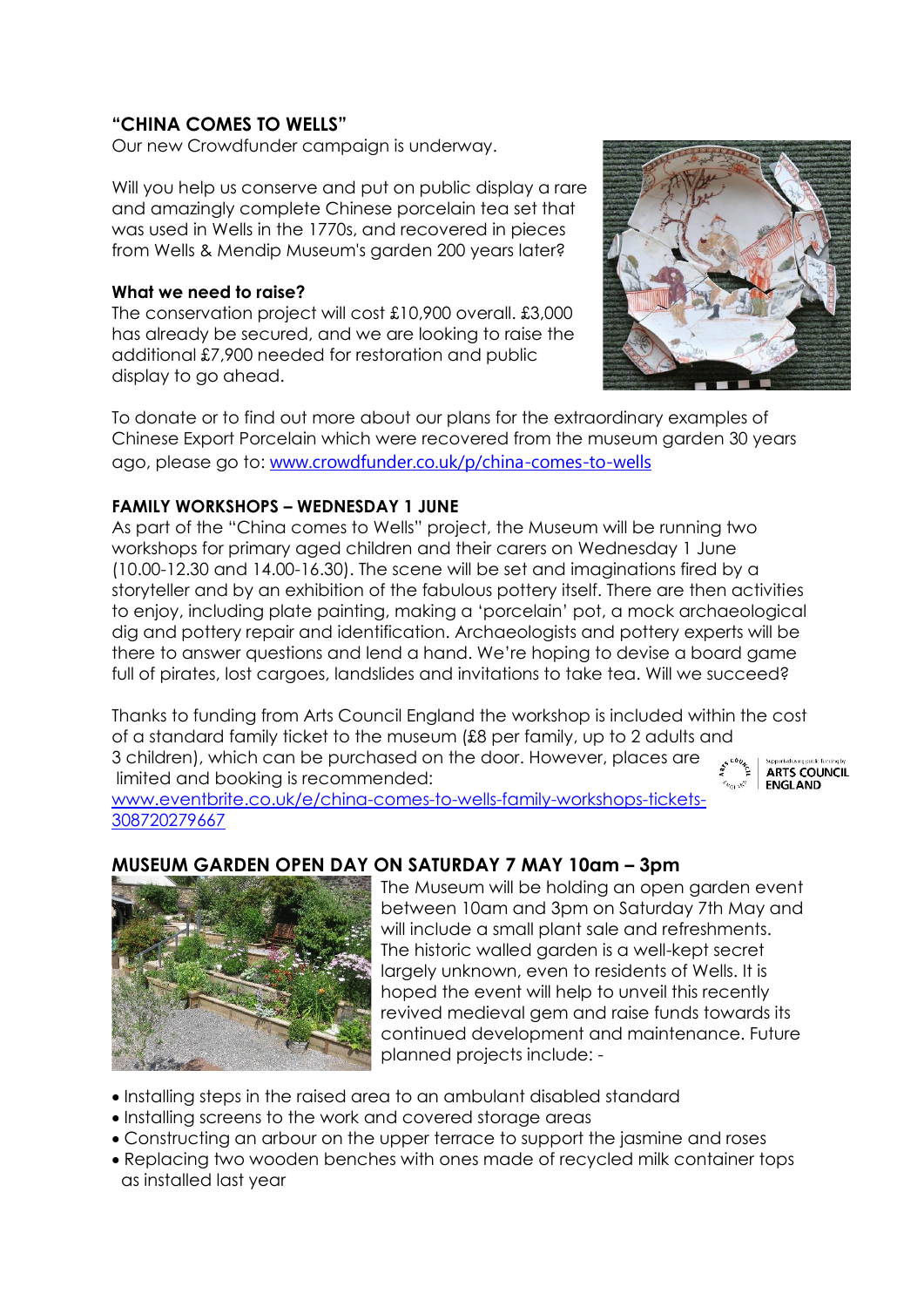## "CHINA COMES TO WELLS"

Our new Crowdfunder campaign is underway.

Will you help us conserve and put on public display a rare and amazingly complete Chinese porcelain tea set that was used in Wells in the 1770s, and recovered in pieces from Wells & Mendip Museum's garden 200 years later?

**What we need to raise?**

The conservation project will cost £10,900 overall. £3,000 has already be secured, and we are looking to raise the additional £7,900 needed for restoration and public display to go ahead.

To donate or to find out more about our plans for the extraordinary examples of Chinese Export Porcelain which were recovered from the museum garden 30 years ago, please go to: [www.crowdfunder.co.uk/p/china-comes-to-wells](www.crowdfunder.co.uk/p/china-comes-to-wells)

### FAMILY WORKSHOPS – WEDNESDAY 1 JUNE

As part of the "China comes to Wells" project, the Museum will be running two workshops for primary aged children and their carers on Wednesday 1 June (10.00-12.30 and 14.00-16.30). The scene will be set and imaginations fired by a storyteller and by an exhibition of the fabulous pottery itself. There are then activities to enjoy, including plate painting, making a 'porcelain' pot, a mock archaeological dig and pottery repair and identification. Archaeologists and pottery experts will be there to answer questions and lend a hand. We're hoping to devise a board game full of pirates, lost cargoes, landslides and invitations to take tea. Will we succeed?

Thanks to funding from Arts Council England the workshop is included within the cost of a standard family ticket to the museum (£8 per family, up to 2 adults and 3 children), which can be purchased on the door. However, places are limited and booking is recommended: [www.eventbrite.co.uk/e/china-comes-to-wells-family-workshops-tickets-308720279667](www.eventbrite.co.uk/e/china-comes-to-wells-family-workshops-tickets-308720279667)

Supported using public funding by ARTS COUNCIL ENGLAND

### MUSEUM GARDEN OPEN DAY ON SATURDAY 7 MAY 10am – 3pm

The Museum will be holding an open garden event between 10am and 3pm on Saturday 7th May and will include a small plant sale and refreshments. The historic walled garden is a well-kept secret largely unknown, even to residents of Wells. It is hoped the event will help to unveil this recently revived medieval gem and raise funds towards its continued development and maintenance. Future planned projects include: -

- Installing steps in the raised area to an ambulant disabled standard
- Installing screens to the work and covered storage areas
- Constructing an arbour on the upper terrace to support the jasmine and roses
- Replacing two wooden benches with ones made of recycled milk container tops as installed last year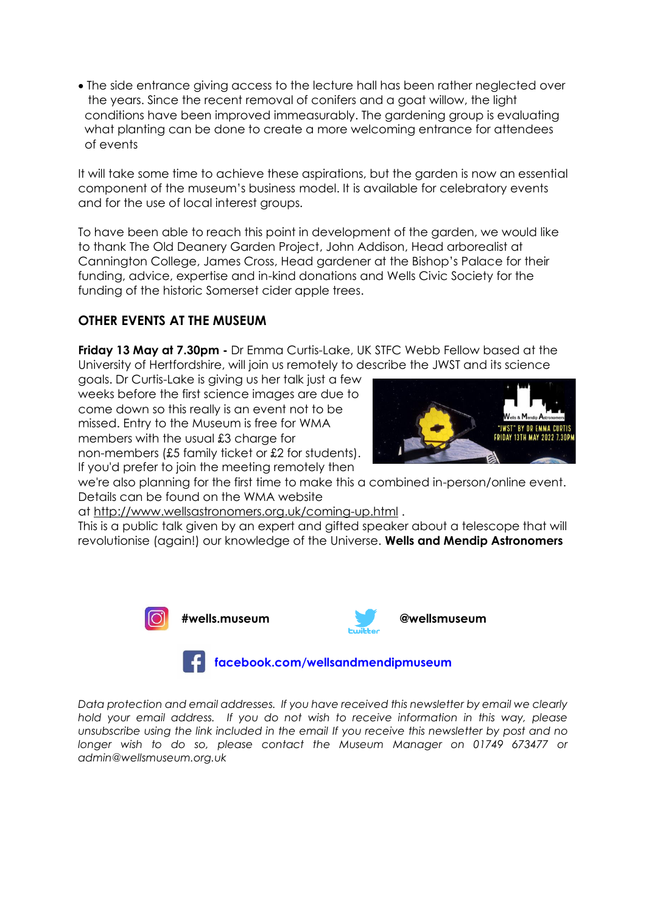- The side entrance giving access to the lecture hall has been rather neglected over the years. Since the recent removal of conifers and a goat willow, the light conditions have been improved immeasurably. The gardening group is evaluating what planting can be done to create a more welcoming entrance for attendees of events

It will take some time to achieve these aspirations, but the garden is now an essential component of the museum's business model. It is available for celebratory events and for the use of local interest groups.

To have been able to reach this point in development of the garden, we would like to thank The Old Deanery Garden Project, John Addison, Head arborealist at Cannington College, James Cross, Head gardener at the Bishop's Palace for their funding, advice, expertise and in-kind donations and Wells Civic Society for the funding of the historic Somerset cider apple trees.

## OTHER EVENTS AT THE MUSEUM

**Friday 13 May at 7.30pm -** Dr Emma Curtis-Lake, UK STFC Webb Fellow based at the University of Hertfordshire, will join us remotely to describe the JWST and its science goals. Dr Curtis-Lake is giving us her talk just a few weeks before the first science images are due to come down so this really is an event not to be missed. Entry to the Museum is free for WMA members with the usual £3 charge for non-members (£5 family ticket or £2 for students). If you'd prefer to join the meeting remotely then we're also planning for the first time to make this a combined in-person/online event. Details can be found on the WMA website at http://www.wellsastronomers.org.uk/coming-up.html .
This is a public talk given by an expert and gifted speaker about a telescope that will revolutionise (again!) our knowledge of the Universe. **Wells and Mendip Astronomers**

**#wells.museum** **@wellsmuseum**

**facebook.com/wellsandmendipmuseum**

*Data protection and email addresses. If you have received this newsletter by email we clearly hold your email address. If you do not wish to receive information in this way, please unsubscribe using the link included in the email If you receive this newsletter by post and no longer wish to do so, please contact the Museum Manager on 01749 673477 or admin@wellsmuseum.org.uk*